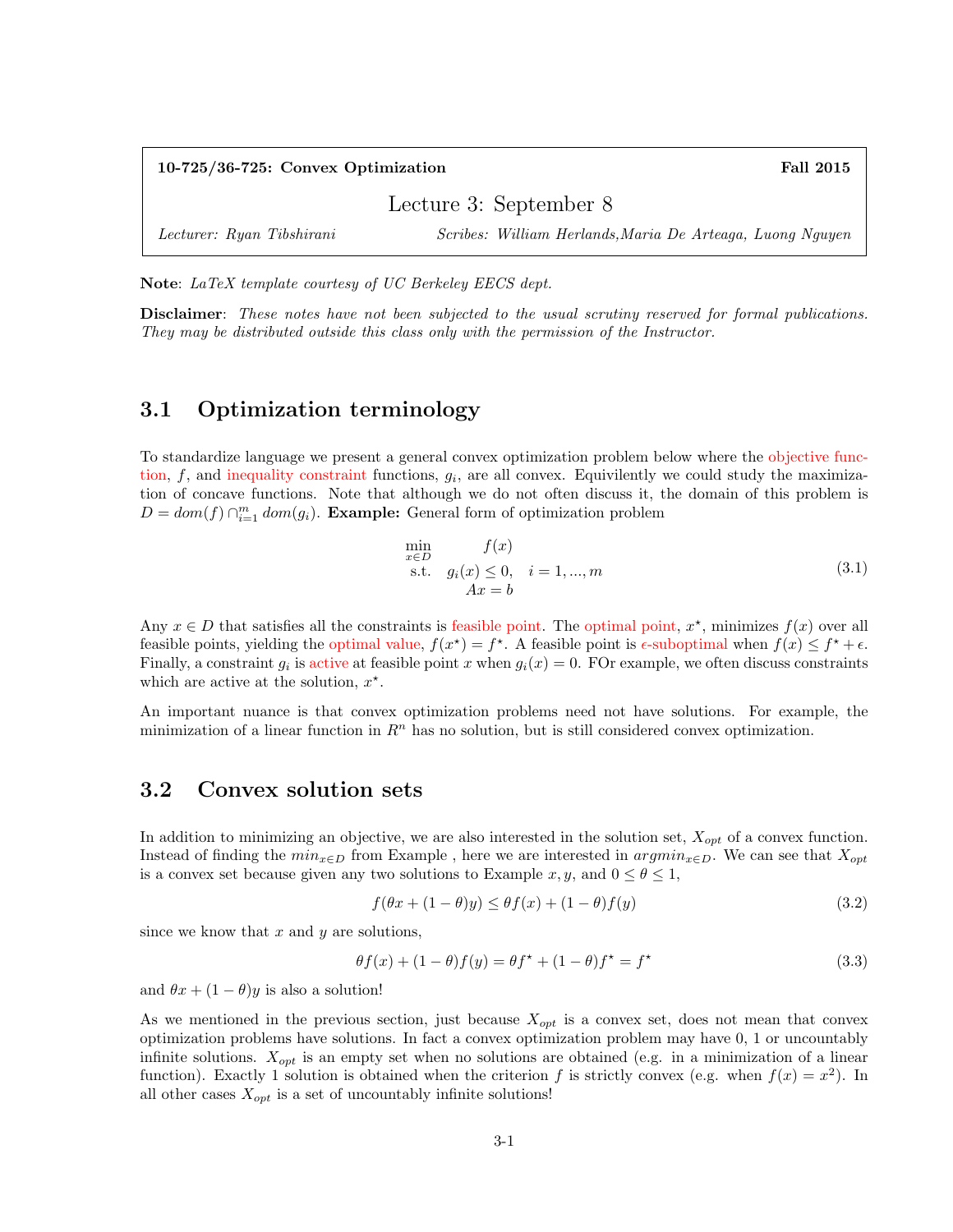**10-725/36-725: Convex Optimization** **Fall 2015**

# Lecture 3: September 8

*Lecturer: Ryan Tibshirani* *Scribes: William Herlands, Maria De Arteaga, Luong Nguyen*

**Note**: *LaTeX template courtesy of UC Berkeley EECS dept.*

**Disclaimer**: *These notes have not been subjected to the usual scrutiny reserved for formal publications. They may be distributed outside this class only with the permission of the Instructor.*

## 3.1 Optimization terminology

To standardize language we present a general convex optimization problem below where the objective function, $f$, and inequality constraint functions, $g_i$, are all convex. Equivilently we could study the maximization of concave functions. Note that although we do not often discuss it, the domain of this problem is $D = dom(f) \cap_{i=1}^{m} dom(g_i)$. **Example:** General form of optimization problem

$$\begin{aligned} \min_{x \in D} \quad & f(x) \\ \text{s.t.} \quad & g_i(x) \leq 0, \quad i = 1, ..., m \\ & Ax = b \end{aligned} \tag{3.1}$$

Any $x \in D$ that satisfies all the constraints is feasible point. The optimal point, $x^\star$, minimizes $f(x)$ over all feasible points, yielding the optimal value, $f(x^\star) = f^\star$. A feasible point is $\epsilon$-suboptimal when $f(x) \leq f^\star + \epsilon$. Finally, a constraint $g_i$ is active at feasible point $x$ when $g_i(x) = 0$. FOr example, we often discuss constraints which are active at the solution, $x^\star$.

An important nuance is that convex optimization problems need not have solutions. For example, the minimization of a linear function in $R^n$ has no solution, but is still considered convex optimization.

## 3.2 Convex solution sets

In addition to minimizing an objective, we are also interested in the solution set, $X_{opt}$ of a convex function. Instead of finding the $min_{x \in D}$ from Example , here we are interested in $argmin_{x \in D}$. We can see that $X_{opt}$ is a convex set because given any two solutions to Example $x, y$, and $0 \leq \theta \leq 1$,

$$f(\theta x + (1-\theta)y) \leq \theta f(x) + (1-\theta) f(y) \tag{3.2}$$

since we know that $x$ and $y$ are solutions,

$$\theta f(x) + (1-\theta) f(y) = \theta f^\star + (1-\theta) f^\star = f^\star \tag{3.3}$$

and $\theta x + (1-\theta)y$ is also a solution!

As we mentioned in the previous section, just because $X_{opt}$ is a convex set, does not mean that convex optimization problems have solutions. In fact a convex optimization problem may have 0, 1 or uncountably infinite solutions. $X_{opt}$ is an empty set when no solutions are obtained (e.g. in a minimization of a linear function). Exactly 1 solution is obtained when the criterion $f$ is strictly convex (e.g. when $f(x) = x^2$). In all other cases $X_{opt}$ is a set of uncountably infinite solutions!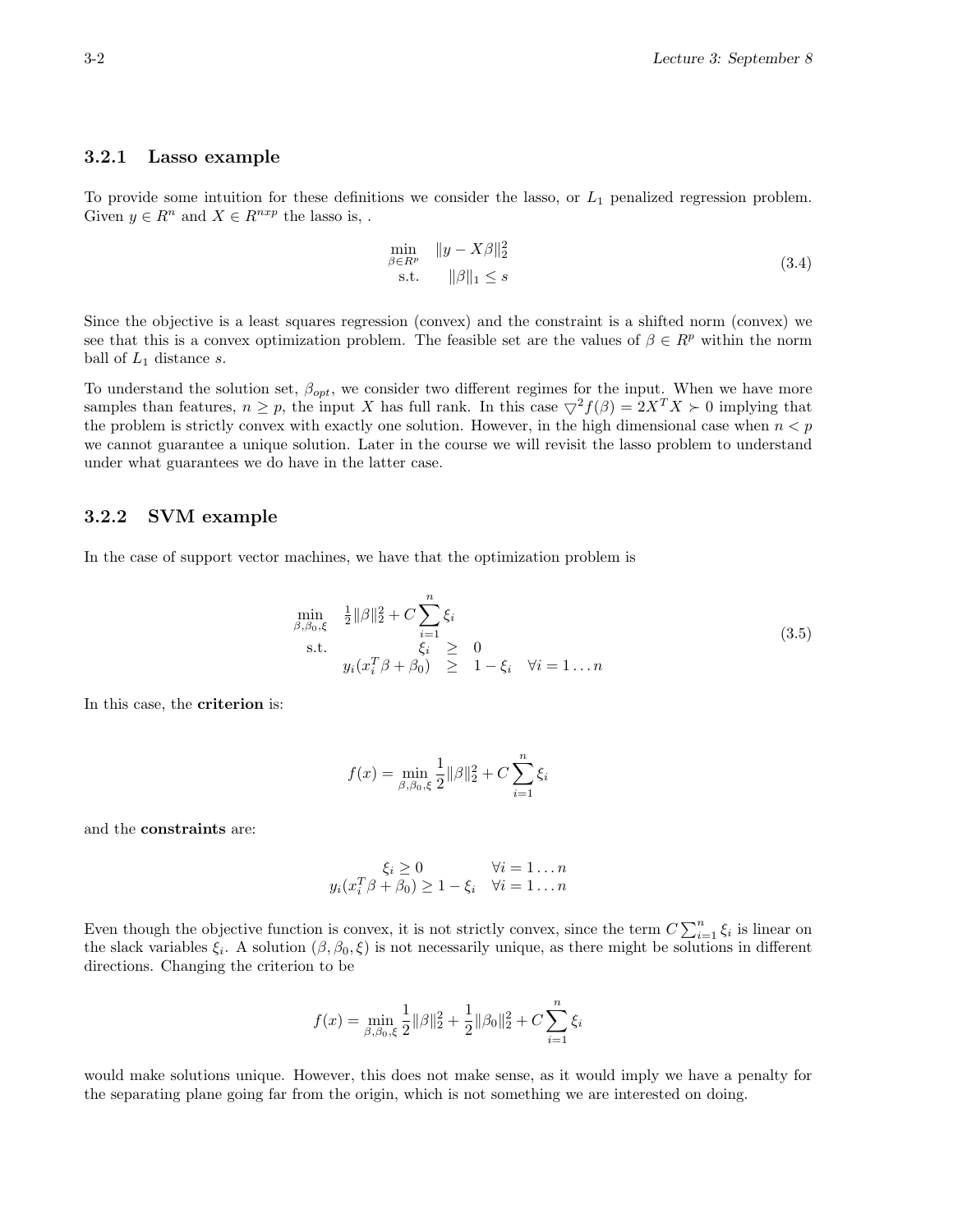### 3.2.1 Lasso example

To provide some intuition for these definitions we consider the lasso, or $L_1$ penalized regression problem. Given $y \in R^n$ and $X \in R^{nxp}$ the lasso is, .

$$
\begin{array}{ll}
\min_{\beta \in R^p} & \|y - X\beta\|_2^2 \\
\text{s.t.} & \|\beta\|_1 \leq s
\end{array}
\tag{3.4}
$$

Since the objective is a least squares regression (convex) and the constraint is a shifted norm (convex) we see that this is a convex optimization problem. The feasible set are the values of $\beta \in R^p$ within the norm ball of $L_1$ distance $s$.

To understand the solution set, $\beta_{opt}$, we consider two different regimes for the input. When we have more samples than features, $n \geq p$, the input $X$ has full rank. In this case $\bigtriangledown^2 f(\beta) = 2X^T X \succ 0$ implying that the problem is strictly convex with exactly one solution. However, in the high dimensional case when $n < p$ we cannot guarantee a unique solution. Later in the course we will revisit the lasso problem to understand under what guarantees we do have in the latter case.

### 3.2.2 SVM example

In the case of support vector machines, we have that the optimization problem is

$$
\begin{array}{lrcl}
\min_{\beta, \beta_0, \xi} & \frac{1}{2}\|\beta\|_2^2 + C\sum_{i=1}^{n} \xi_i & & \\
\text{s.t.} & \xi_i & \geq & 0 \\
 & y_i(x_i^T\beta + \beta_0) & \geq & 1 - \xi_i \quad \forall i = 1 \ldots n
\end{array}
\tag{3.5}
$$

In this case, the **criterion** is:

$$
f(x) = \min_{\beta, \beta_0, \xi} \frac{1}{2}\|\beta\|_2^2 + C\sum_{i=1}^{n} \xi_i
$$

and the **constraints** are:

$$
\begin{array}{rl}
\xi_i \geq 0 & \forall i = 1 \ldots n \\
y_i(x_i^T\beta + \beta_0) \geq 1 - \xi_i & \forall i = 1 \ldots n
\end{array}
$$

Even though the objective function is convex, it is not strictly convex, since the term $C\sum_{i=1}^{n} \xi_i$ is linear on the slack variables $\xi_i$. A solution $(\beta, \beta_0, \xi)$ is not necessarily unique, as there might be solutions in different directions. Changing the criterion to be

$$
f(x) = \min_{\beta, \beta_0, \xi} \frac{1}{2}\|\beta\|_2^2 + \frac{1}{2}\|\beta_0\|_2^2 + C\sum_{i=1}^{n} \xi_i
$$

would make solutions unique. However, this does not make sense, as it would imply we have a penalty for the separating plane going far from the origin, which is not something we are interested on doing.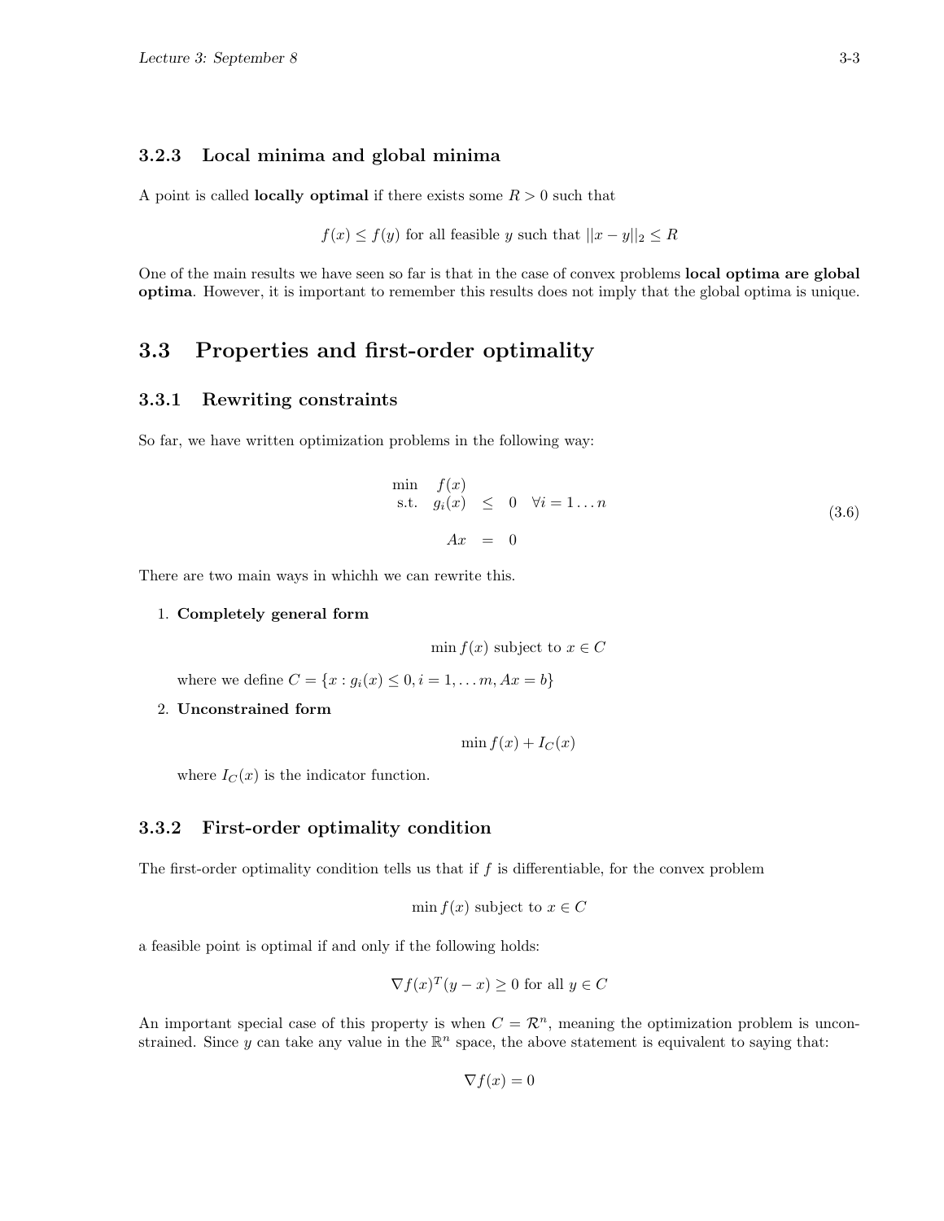### 3.2.3 Local minima and global minima

A point is called **locally optimal** if there exists some $R > 0$ such that

$$f(x) \leq f(y) \text{ for all feasible } y \text{ such that } ||x - y||_2 \leq R$$

One of the main results we have seen so far is that in the case of convex problems **local optima are global optima**. However, it is important to remember this results does not imply that the global optima is unique.

## 3.3 Properties and first-order optimality

### 3.3.1 Rewriting constraints

So far, we have written optimization problems in the following way:

$$\begin{array}{lrcl} \min & f(x) & & \\ \text{s.t.} & g_i(x) & \leq & 0 \quad \forall i = 1 \ldots n \\ & & & \\ & Ax & = & 0 \end{array} \tag{3.6}$$

There are two main ways in whichh we can rewrite this.

1. **Completely general form**

   $$\min f(x) \text{ subject to } x \in C$$

   where we define $C = \{x : g_i(x) \leq 0, i = 1, \ldots m, Ax = b\}$

2. **Unconstrained form**

   $$\min f(x) + I_C(x)$$

   where $I_C(x)$ is the indicator function.

### 3.3.2 First-order optimality condition

The first-order optimality condition tells us that if $f$ is differentiable, for the convex problem

$$\min f(x) \text{ subject to } x \in C$$

a feasible point is optimal if and only if the following holds:

$$\nabla f(x)^T (y - x) \geq 0 \text{ for all } y \in C$$

An important special case of this property is when $C = \mathcal{R}^n$, meaning the optimization problem is unconstrained. Since $y$ can take any value in the $\mathbb{R}^n$ space, the above statement is equivalent to saying that:

$$\nabla f(x) = 0$$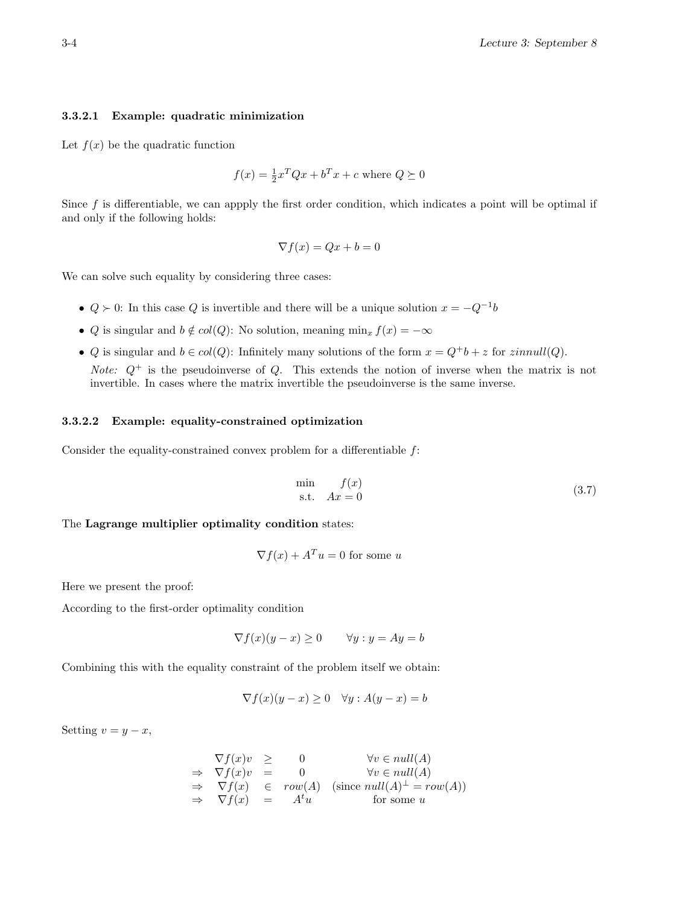#### 3.3.2.1 Example: quadratic minimization

Let $f(x)$ be the quadratic function

$$f(x) = \frac{1}{2}x^T Qx + b^T x + c \text{ where } Q \succeq 0$$

Since $f$ is differentiable, we can appply the first order condition, which indicates a point will be optimal if and only if the following holds:

$$\nabla f(x) = Qx + b = 0$$

We can solve such equality by considering three cases:

- $Q \succ 0$: In this case $Q$ is invertible and there will be a unique solution $x = -Q^{-1}b$
- $Q$ is singular and $b \notin col(Q)$: No solution, meaning $\min_x f(x) = -\infty$
- $Q$ is singular and $b \in col(Q)$: Infinitely many solutions of the form $x = Q^+ b + z$ for $z innull(Q)$.

  *Note:* $Q^+$ is the pseudoinverse of $Q$. This extends the notion of inverse when the matrix is not invertible. In cases where the matrix invertible the pseudoinverse is the same inverse.

#### 3.3.2.2 Example: equality-constrained optimization

Consider the equality-constrained convex problem for a differentiable $f$:

$$\begin{array}{rl} \min & f(x) \\ \text{s.t.} & Ax = 0 \end{array} \tag{3.7}$$

The **Lagrange multiplier optimality condition** states:

$$\nabla f(x) + A^T u = 0 \text{ for some } u$$

Here we present the proof:

According to the first-order optimality condition

$$\nabla f(x)(y - x) \geq 0 \qquad \forall y : y = Ay = b$$

Combining this with the equality constraint of the problem itself we obtain:

$$\nabla f(x)(y - x) \geq 0 \quad \forall y : A(y - x) = b$$

Setting $v = y - x$,

$$\begin{array}{rrcll} & \nabla f(x)v & \geq & 0 & \forall v \in null(A) \\ \Rightarrow & \nabla f(x)v & = & 0 & \forall v \in null(A) \\ \Rightarrow & \nabla f(x) & \in & row(A) & (\text{since } null(A)^\perp = row(A)) \\ \Rightarrow & \nabla f(x) & = & A^t u & \text{for some } u \end{array}$$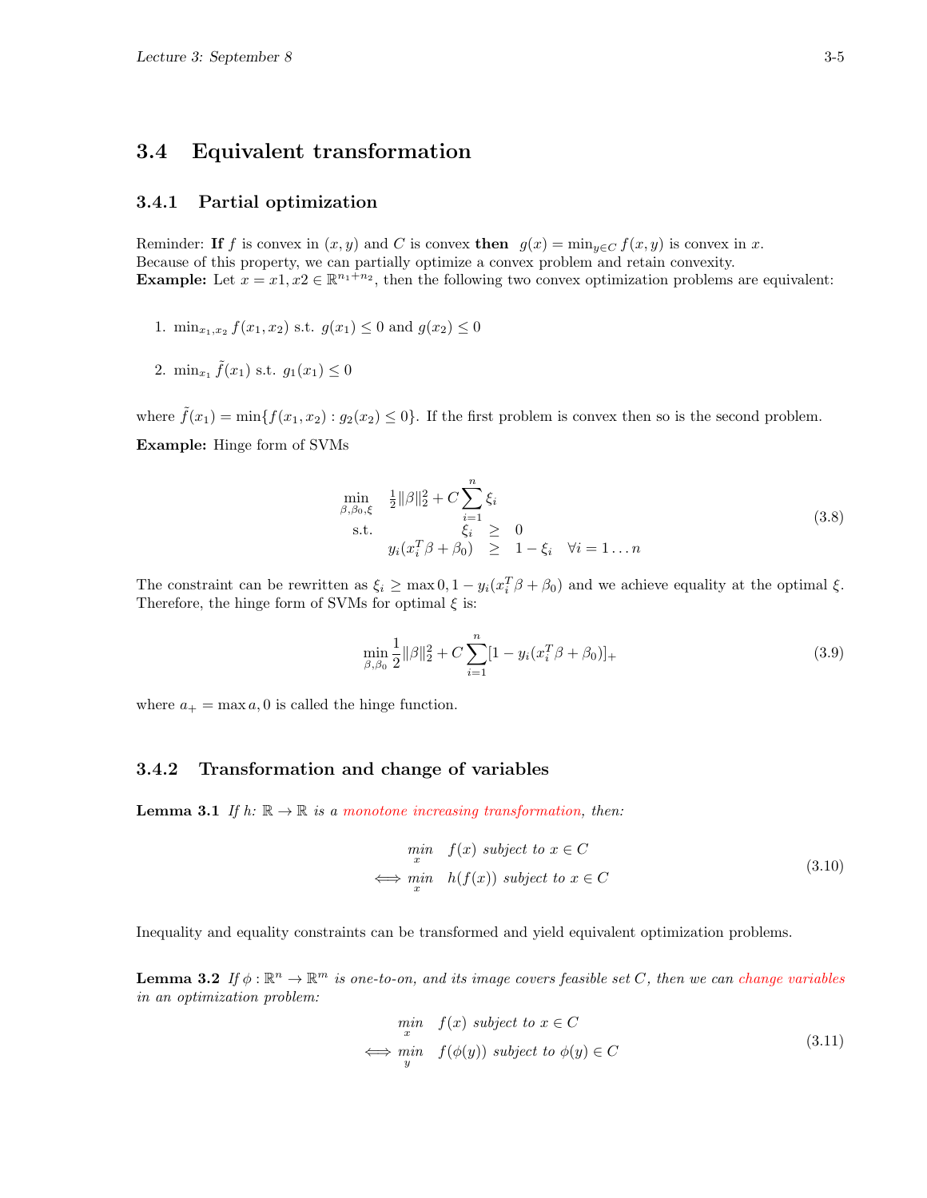## 3.4 Equivalent transformation

### 3.4.1 Partial optimization

Reminder: **If** $f$ is convex in $(x, y)$ and $C$ is convex **then** $g(x) = \min_{y \in C} f(x, y)$ is convex in $x$.
Because of this property, we can partially optimize a convex problem and retain convexity.
**Example:** Let $x = x1, x2 \in \mathbb{R}^{n_1+n_2}$, then the following two convex optimization problems are equivalent:

1. $\min_{x_1,x_2} f(x_1, x_2)$ s.t. $g(x_1) \leq 0$ and $g(x_2) \leq 0$

2. $\min_{x_1} \tilde{f}(x_1)$ s.t. $g_1(x_1) \leq 0$

where $\tilde{f}(x_1) = \min\{f(x_1, x_2) : g_2(x_2) \leq 0\}$. If the first problem is convex then so is the second problem.

**Example:** Hinge form of SVMs

$$
\begin{array}{ll}
\min\limits_{\beta,\beta_0,\xi} & \frac{1}{2}\|\beta\|_2^2 + C\sum\limits_{i=1}^{n} \xi_i \\
\text{s.t.} & \xi_i \geq 0 \\
 & y_i(x_i^T\beta + \beta_0) \geq 1 - \xi_i \quad \forall i = 1 \ldots n
\end{array}
\tag{3.8}
$$

The constraint can be rewritten as $\xi_i \geq \max 0, 1 - y_i(x_i^T\beta + \beta_0)$ and we achieve equality at the optimal $\xi$. Therefore, the hinge form of SVMs for optimal $\xi$ is:

$$
\min_{\beta,\beta_0} \frac{1}{2}\|\beta\|_2^2 + C\sum_{i=1}^{n}[1 - y_i(x_i^T\beta + \beta_0)]_+ \tag{3.9}
$$

where $a_+ = \max a, 0$ is called the hinge function.

### 3.4.2 Transformation and change of variables

**Lemma 3.1** *If h:* $\mathbb{R} \to \mathbb{R}$ *is a monotone increasing transformation, then:*

$$
\begin{array}{ll}
 & \min\limits_{x} \quad f(x) \text{ subject to } x \in C \\
\iff & \min\limits_{x} \quad h(f(x)) \text{ subject to } x \in C
\end{array}
\tag{3.10}
$$

Inequality and equality constraints can be transformed and yield equivalent optimization problems.

**Lemma 3.2** *If* $\phi : \mathbb{R}^n \to \mathbb{R}^m$ *is one-to-on, and its image covers feasible set* $C$*, then we can change variables in an optimization problem:*

$$
\begin{array}{ll}
 & \min\limits_{x} \quad f(x) \text{ subject to } x \in C \\
\iff & \min\limits_{y} \quad f(\phi(y)) \text{ subject to } \phi(y) \in C
\end{array}
\tag{3.11}
$$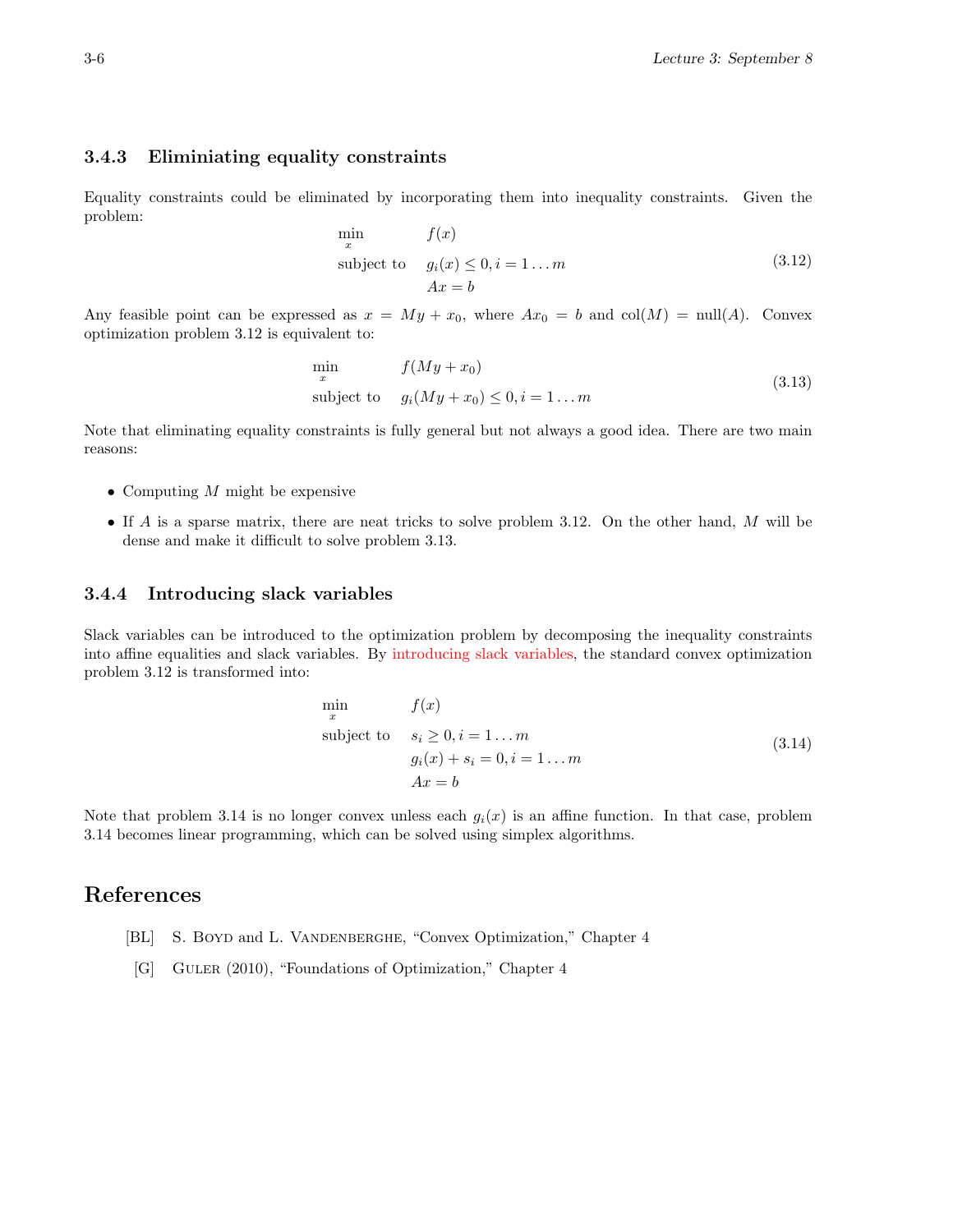### 3.4.3 Eliminiating equality constraints

Equality constraints could be eliminated by incorporating them into inequality constraints. Given the problem:

$$
\begin{aligned}
\min_{x} \quad & f(x) \\
\text{subject to} \quad & g_i(x) \le 0, i = 1 \ldots m \\
& Ax = b
\end{aligned}
\tag{3.12}
$$

Any feasible point can be expressed as $x = My + x_0$, where $Ax_0 = b$ and $\text{col}(M) = \text{null}(A)$. Convex optimization problem 3.12 is equivalent to:

$$
\begin{aligned}
\min_{x} \quad & f(My + x_0) \\
\text{subject to} \quad & g_i(My + x_0) \le 0, i = 1 \ldots m
\end{aligned}
\tag{3.13}
$$

Note that eliminating equality constraints is fully general but not always a good idea. There are two main reasons:

- Computing $M$ might be expensive
- If $A$ is a sparse matrix, there are neat tricks to solve problem 3.12. On the other hand, $M$ will be dense and make it difficult to solve problem 3.13.

### 3.4.4 Introducing slack variables

Slack variables can be introduced to the optimization problem by decomposing the inequality constraints into affine equalities and slack variables. By introducing slack variables, the standard convex optimization problem 3.12 is transformed into:

$$
\begin{aligned}
\min_{x} \quad & f(x) \\
\text{subject to} \quad & s_i \ge 0, i = 1 \ldots m \\
& g_i(x) + s_i = 0, i = 1 \ldots m \\
& Ax = b
\end{aligned}
\tag{3.14}
$$

Note that problem 3.14 is no longer convex unless each $g_i(x)$ is an affine function. In that case, problem 3.14 becomes linear programming, which can be solved using simplex algorithms.

## References

[BL] S. Boyd and L. Vandenberghe, "Convex Optimization," Chapter 4

[G] Guler (2010), "Foundations of Optimization," Chapter 4